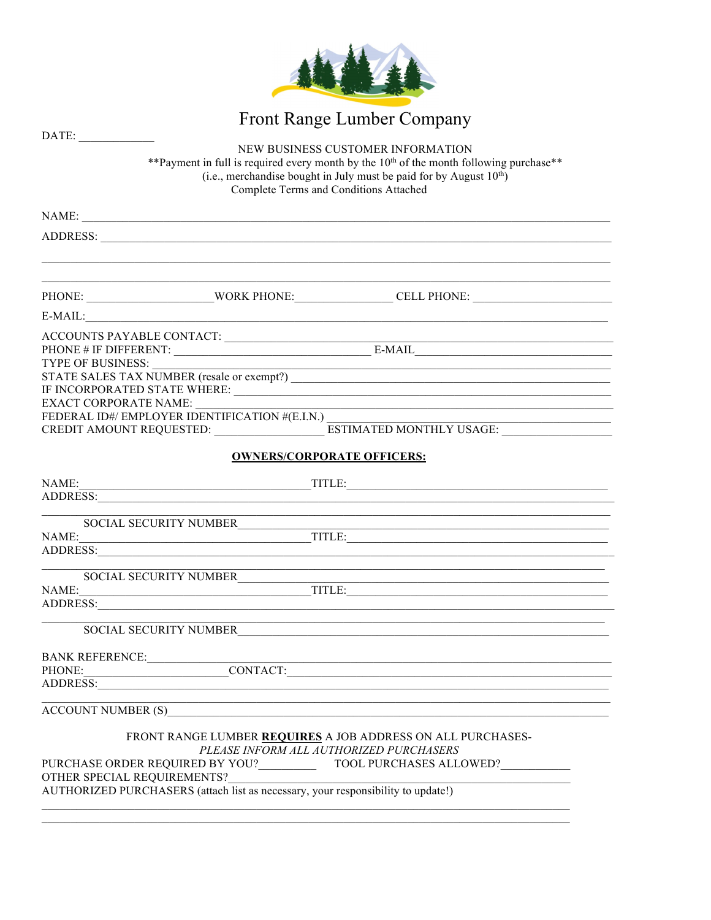# Front Range Lumber Company

DATE: ____________

NEW BUSINESS CUSTOMER INFORMATION

**Payment in full is required every month by the 10th of the month following purchase**

(i.e., merchandise bought in July must be paid for by August 10th)

Complete Terms and Conditions Attached

NAME: ______________________________________________________________________________

ADDRESS: ___________________________________________________________________________

_____________________________________________________________________________________

_____________________________________________________________________________________

PHONE: ____________________ WORK PHONE: ________________ CELL PHONE: ______________________

E-MAIL: _____________________________________________________________________________

ACCOUNTS PAYABLE CONTACT: __________________________________________________________

PHONE # IF DIFFERENT: ________________________________ E-MAIL ___________________________

TYPE OF BUSINESS: ____________________________________________________________________

STATE SALES TAX NUMBER (resale or exempt?) ____________________________________________

IF INCORPORATED STATE WHERE: _______________________________________________________

EXACT CORPORATE NAME: _____________________________________________________________

FEDERAL ID#/ EMPLOYER IDENTIFICATION #(E.I.N.) ________________________________________

CREDIT AMOUNT REQUESTED: __________________ ESTIMATED MONTHLY USAGE: __________________

**OWNERS/CORPORATE OFFICERS:**

NAME: ____________________________________ TITLE: ____________________________________

ADDRESS: ___________________________________________________________________________

_____________________________________________________________________________________

SOCIAL SECURITY NUMBER ____________________________________________________________

NAME: ____________________________________ TITLE: ____________________________________

ADDRESS: ___________________________________________________________________________

_____________________________________________________________________________________

SOCIAL SECURITY NUMBER ____________________________________________________________

NAME: ____________________________________ TITLE: ____________________________________

ADDRESS: ___________________________________________________________________________

_____________________________________________________________________________________

SOCIAL SECURITY NUMBER ____________________________________________________________

BANK REFERENCE: ____________________________________________________________________

PHONE: ______________________ CONTACT: ________________________________________________

ADDRESS: ___________________________________________________________________________

_____________________________________________________________________________________

ACCOUNT NUMBER (S) _________________________________________________________________

FRONT RANGE LUMBER **REQUIRES** A JOB ADDRESS ON ALL PURCHASES-

*PLEASE INFORM ALL AUTHORIZED PURCHASERS*

PURCHASE ORDER REQUIRED BY YOU? _________ TOOL PURCHASES ALLOWED? ___________

OTHER SPECIAL REQUIREMENTS? _______________________________________________________

AUTHORIZED PURCHASERS (attach list as necessary, your responsibility to update!)

_____________________________________________________________________________________

_____________________________________________________________________________________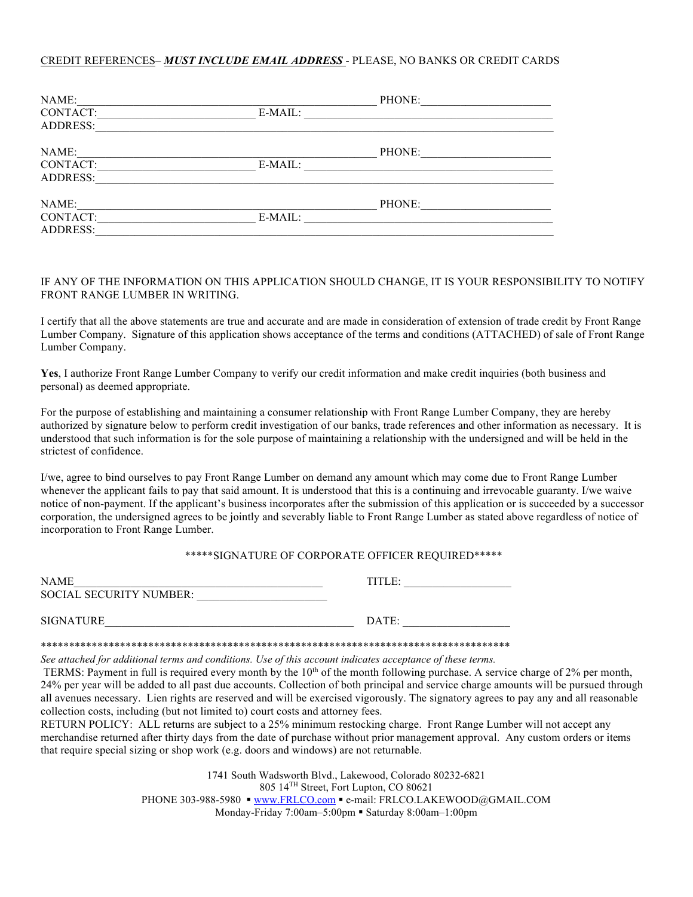CREDIT REFERENCES– ***MUST INCLUDE EMAIL ADDRESS*** - PLEASE, NO BANKS OR CREDIT CARDS

NAME:\_\_\_\_\_\_\_\_\_\_\_\_\_\_\_\_\_\_\_\_\_\_\_\_\_\_\_\_\_\_\_\_\_\_\_\_\_\_\_\_\_\_\_\_\_\_\_\_ PHONE:\_\_\_\_\_\_\_\_\_\_\_\_\_\_\_\_\_\_\_\_\_\_\_
CONTACT:\_\_\_\_\_\_\_\_\_\_\_\_\_\_\_\_\_\_\_\_\_\_\_\_\_\_ E-MAIL: \_\_\_\_\_\_\_\_\_\_\_\_\_\_\_\_\_\_\_\_\_\_\_\_\_\_\_\_\_\_\_\_\_\_\_\_\_\_\_\_\_\_\_\_
ADDRESS:\_\_\_\_\_\_\_\_\_\_\_\_\_\_\_\_\_\_\_\_\_\_\_\_\_\_\_\_\_\_\_\_\_\_\_\_\_\_\_\_\_\_\_\_\_\_\_\_\_\_\_\_\_\_\_\_\_\_\_\_\_\_\_\_\_\_\_\_\_\_\_\_\_\_\_\_\_

NAME:\_\_\_\_\_\_\_\_\_\_\_\_\_\_\_\_\_\_\_\_\_\_\_\_\_\_\_\_\_\_\_\_\_\_\_\_\_\_\_\_\_\_\_\_\_\_\_\_ PHONE:\_\_\_\_\_\_\_\_\_\_\_\_\_\_\_\_\_\_\_\_\_\_\_
CONTACT:\_\_\_\_\_\_\_\_\_\_\_\_\_\_\_\_\_\_\_\_\_\_\_\_\_\_ E-MAIL: \_\_\_\_\_\_\_\_\_\_\_\_\_\_\_\_\_\_\_\_\_\_\_\_\_\_\_\_\_\_\_\_\_\_\_\_\_\_\_\_\_\_\_\_
ADDRESS:\_\_\_\_\_\_\_\_\_\_\_\_\_\_\_\_\_\_\_\_\_\_\_\_\_\_\_\_\_\_\_\_\_\_\_\_\_\_\_\_\_\_\_\_\_\_\_\_\_\_\_\_\_\_\_\_\_\_\_\_\_\_\_\_\_\_\_\_\_\_\_\_\_\_\_\_\_

NAME:\_\_\_\_\_\_\_\_\_\_\_\_\_\_\_\_\_\_\_\_\_\_\_\_\_\_\_\_\_\_\_\_\_\_\_\_\_\_\_\_\_\_\_\_\_\_\_\_ PHONE:\_\_\_\_\_\_\_\_\_\_\_\_\_\_\_\_\_\_\_\_\_\_\_
CONTACT:\_\_\_\_\_\_\_\_\_\_\_\_\_\_\_\_\_\_\_\_\_\_\_\_\_\_ E-MAIL: \_\_\_\_\_\_\_\_\_\_\_\_\_\_\_\_\_\_\_\_\_\_\_\_\_\_\_\_\_\_\_\_\_\_\_\_\_\_\_\_\_\_\_\_
ADDRESS:\_\_\_\_\_\_\_\_\_\_\_\_\_\_\_\_\_\_\_\_\_\_\_\_\_\_\_\_\_\_\_\_\_\_\_\_\_\_\_\_\_\_\_\_\_\_\_\_\_\_\_\_\_\_\_\_\_\_\_\_\_\_\_\_\_\_\_\_\_\_\_\_\_\_\_\_\_

IF ANY OF THE INFORMATION ON THIS APPLICATION SHOULD CHANGE, IT IS YOUR RESPONSIBILITY TO NOTIFY FRONT RANGE LUMBER IN WRITING.

I certify that all the above statements are true and accurate and are made in consideration of extension of trade credit by Front Range Lumber Company. Signature of this application shows acceptance of the terms and conditions (ATTACHED) of sale of Front Range Lumber Company.

**Yes**, I authorize Front Range Lumber Company to verify our credit information and make credit inquiries (both business and personal) as deemed appropriate.

For the purpose of establishing and maintaining a consumer relationship with Front Range Lumber Company, they are hereby authorized by signature below to perform credit investigation of our banks, trade references and other information as necessary. It is understood that such information is for the sole purpose of maintaining a relationship with the undersigned and will be held in the strictest of confidence.

I/we, agree to bind ourselves to pay Front Range Lumber on demand any amount which may come due to Front Range Lumber whenever the applicant fails to pay that said amount. It is understood that this is a continuing and irrevocable guaranty. I/we waive notice of non-payment. If the applicant's business incorporates after the submission of this application or is succeeded by a successor corporation, the undersigned agrees to be jointly and severably liable to Front Range Lumber as stated above regardless of notice of incorporation to Front Range Lumber.

\*\*\*\*\*SIGNATURE OF CORPORATE OFFICER REQUIRED\*\*\*\*\*

NAME\_\_\_\_\_\_\_\_\_\_\_\_\_\_\_\_\_\_\_\_\_\_\_\_\_\_\_\_\_\_\_\_\_\_\_\_\_\_\_\_\_\_\_\_ TITLE: \_\_\_\_\_\_\_\_\_\_\_\_\_\_\_\_\_\_\_
SOCIAL SECURITY NUMBER: \_\_\_\_\_\_\_\_\_\_\_\_\_\_\_\_\_\_\_\_\_\_\_

SIGNATURE\_\_\_\_\_\_\_\_\_\_\_\_\_\_\_\_\_\_\_\_\_\_\_\_\_\_\_\_\_\_\_\_\_\_\_\_\_\_\_\_\_\_\_\_ DATE: \_\_\_\_\_\_\_\_\_\_\_\_\_\_\_\_\_\_\_

\*\*\*\*\*\*\*\*\*\*\*\*\*\*\*\*\*\*\*\*\*\*\*\*\*\*\*\*\*\*\*\*\*\*\*\*\*\*\*\*\*\*\*\*\*\*\*\*\*\*\*\*\*\*\*\*\*\*\*\*\*\*\*\*\*\*\*\*\*\*\*\*\*\*\*\*\*\*\*\*\*\*\*\*\*\*

*See attached for additional terms and conditions. Use of this account indicates acceptance of these terms.*

TERMS: Payment in full is required every month by the 10th of the month following purchase. A service charge of 2% per month, 24% per year will be added to all past due accounts. Collection of both principal and service charge amounts will be pursued through all avenues necessary. Lien rights are reserved and will be exercised vigorously. The signatory agrees to pay any and all reasonable collection costs, including (but not limited to) court costs and attorney fees.

RETURN POLICY: ALL returns are subject to a 25% minimum restocking charge. Front Range Lumber will not accept any merchandise returned after thirty days from the date of purchase without prior management approval. Any custom orders or items that require special sizing or shop work (e.g. doors and windows) are not returnable.

1741 South Wadsworth Blvd., Lakewood, Colorado 80232-6821
805 14TH Street, Fort Lupton, CO 80621
PHONE 303-988-5980 ▪ www.FRLCO.com ▪ e-mail: FRLCO.LAKEWOOD@GMAIL.COM
Monday-Friday 7:00am–5:00pm ▪ Saturday 8:00am–1:00pm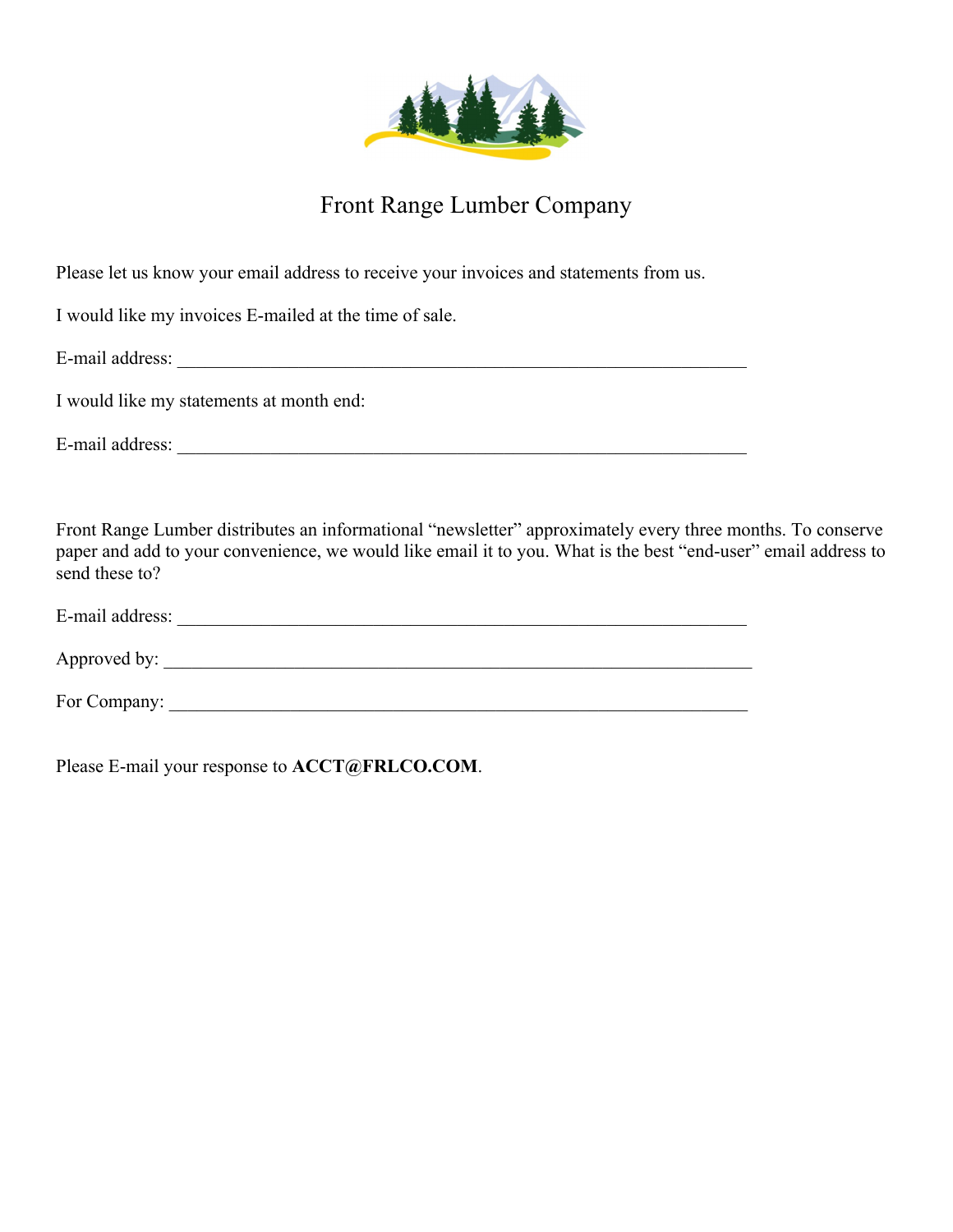# Front Range Lumber Company

Please let us know your email address to receive your invoices and statements from us.

I would like my invoices E-mailed at the time of sale.

E-mail address: ___________________________________________________________

I would like my statements at month end:

E-mail address: ___________________________________________________________

Front Range Lumber distributes an informational "newsletter" approximately every three months. To conserve paper and add to your convenience, we would like email it to you. What is the best "end-user" email address to send these to?

E-mail address: ___________________________________________________________

Approved by: _____________________________________________________________

For Company: ____________________________________________________________

Please E-mail your response to **ACCT@FRLCO.COM**.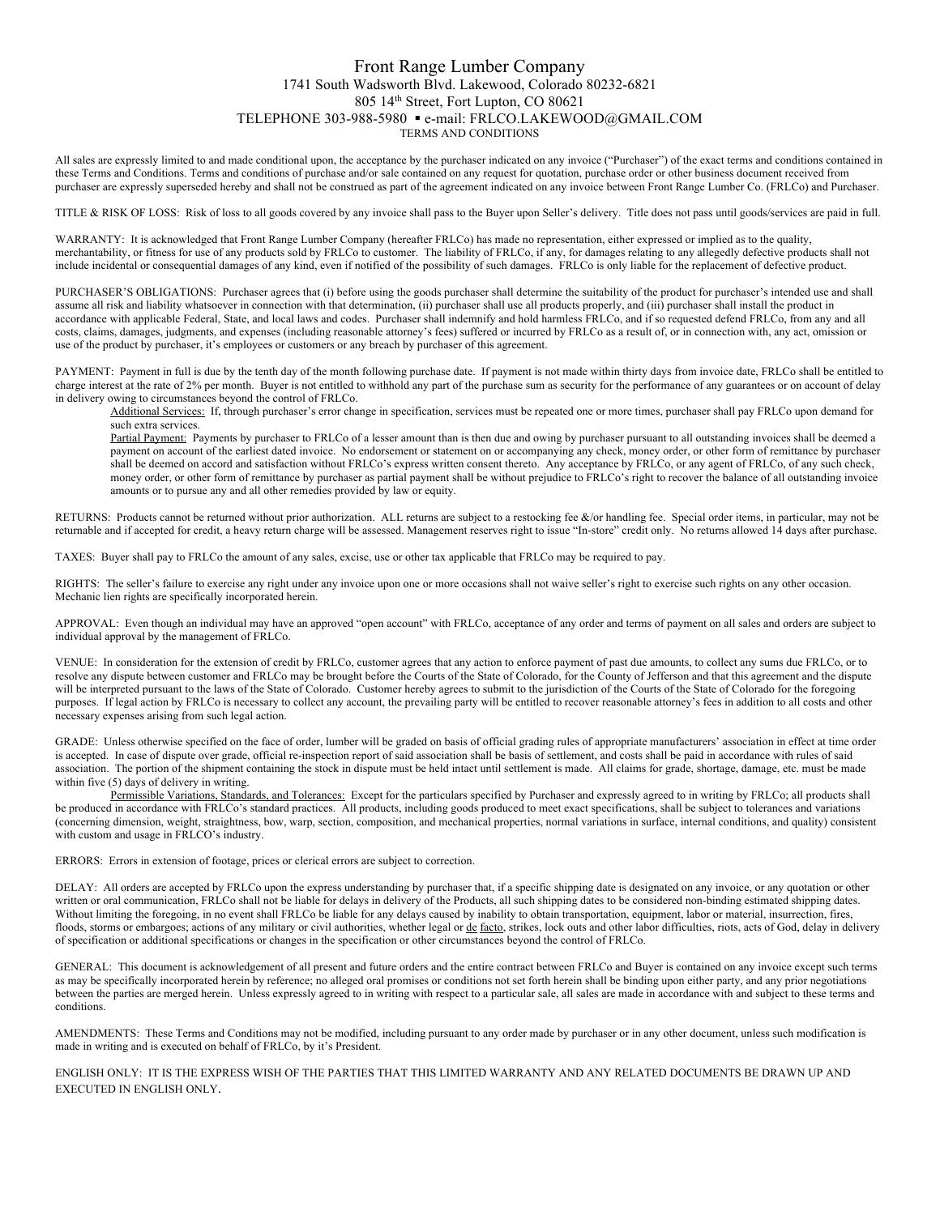# Front Range Lumber Company

1741 South Wadsworth Blvd. Lakewood, Colorado 80232-6821

805 14th Street, Fort Lupton, CO 80621

TELEPHONE 303-988-5980 ▪ e-mail: FRLCO.LAKEWOOD@GMAIL.COM

TERMS AND CONDITIONS

All sales are expressly limited to and made conditional upon, the acceptance by the purchaser indicated on any invoice ("Purchaser") of the exact terms and conditions contained in these Terms and Conditions. Terms and conditions of purchase and/or sale contained on any request for quotation, purchase order or other business document received from purchaser are expressly superseded hereby and shall not be construed as part of the agreement indicated on any invoice between Front Range Lumber Co. (FRLCo) and Purchaser.

TITLE & RISK OF LOSS: Risk of loss to all goods covered by any invoice shall pass to the Buyer upon Seller's delivery. Title does not pass until goods/services are paid in full.

WARRANTY: It is acknowledged that Front Range Lumber Company (hereafter FRLCo) has made no representation, either expressed or implied as to the quality, merchantability, or fitness for use of any products sold by FRLCo to customer. The liability of FRLCo, if any, for damages relating to any allegedly defective products shall not include incidental or consequential damages of any kind, even if notified of the possibility of such damages. FRLCo is only liable for the replacement of defective product.

PURCHASER'S OBLIGATIONS: Purchaser agrees that (i) before using the goods purchaser shall determine the suitability of the product for purchaser's intended use and shall assume all risk and liability whatsoever in connection with that determination, (ii) purchaser shall use all products properly, and (iii) purchaser shall install the product in accordance with applicable Federal, State, and local laws and codes. Purchaser shall indemnify and hold harmless FRLCo, and if so requested defend FRLCo, from any and all costs, claims, damages, judgments, and expenses (including reasonable attorney's fees) suffered or incurred by FRLCo as a result of, or in connection with, any act, omission or use of the product by purchaser, it's employees or customers or any breach by purchaser of this agreement.

PAYMENT: Payment in full is due by the tenth day of the month following purchase date. If payment is not made within thirty days from invoice date, FRLCo shall be entitled to charge interest at the rate of 2% per month. Buyer is not entitled to withhold any part of the purchase sum as security for the performance of any guarantees or on account of delay in delivery owing to circumstances beyond the control of FRLCo.

Additional Services: If, through purchaser's error change in specification, services must be repeated one or more times, purchaser shall pay FRLCo upon demand for such extra services.

Partial Payment: Payments by purchaser to FRLCo of a lesser amount than is then due and owing by purchaser pursuant to all outstanding invoices shall be deemed a payment on account of the earliest dated invoice. No endorsement or statement on or accompanying any check, money order, or other form of remittance by purchaser shall be deemed on accord and satisfaction without FRLCo's express written consent thereto. Any acceptance by FRLCo, or any agent of FRLCo, of any such check, money order, or other form of remittance by purchaser as partial payment shall be without prejudice to FRLCo's right to recover the balance of all outstanding invoice amounts or to pursue any and all other remedies provided by law or equity.

RETURNS: Products cannot be returned without prior authorization. ALL returns are subject to a restocking fee &/or handling fee. Special order items, in particular, may not be returnable and if accepted for credit, a heavy return charge will be assessed. Management reserves right to issue "In-store" credit only. No returns allowed 14 days after purchase.

TAXES: Buyer shall pay to FRLCo the amount of any sales, excise, use or other tax applicable that FRLCo may be required to pay.

RIGHTS: The seller's failure to exercise any right under any invoice upon one or more occasions shall not waive seller's right to exercise such rights on any other occasion. Mechanic lien rights are specifically incorporated herein.

APPROVAL: Even though an individual may have an approved "open account" with FRLCo, acceptance of any order and terms of payment on all sales and orders are subject to individual approval by the management of FRLCo.

VENUE: In consideration for the extension of credit by FRLCo, customer agrees that any action to enforce payment of past due amounts, to collect any sums due FRLCo, or to resolve any dispute between customer and FRLCo may be brought before the Courts of the State of Colorado, for the County of Jefferson and that this agreement and the dispute will be interpreted pursuant to the laws of the State of Colorado. Customer hereby agrees to submit to the jurisdiction of the Courts of the State of Colorado for the foregoing purposes. If legal action by FRLCo is necessary to collect any account, the prevailing party will be entitled to recover reasonable attorney's fees in addition to all costs and other necessary expenses arising from such legal action.

GRADE: Unless otherwise specified on the face of order, lumber will be graded on basis of official grading rules of appropriate manufacturers' association in effect at time order is accepted. In case of dispute over grade, official re-inspection report of said association shall be basis of settlement, and costs shall be paid in accordance with rules of said association. The portion of the shipment containing the stock in dispute must be held intact until settlement is made. All claims for grade, shortage, damage, etc. must be made within five (5) days of delivery in writing.

Permissible Variations, Standards, and Tolerances: Except for the particulars specified by Purchaser and expressly agreed to in writing by FRLCo; all products shall be produced in accordance with FRLCo's standard practices. All products, including goods produced to meet exact specifications, shall be subject to tolerances and variations (concerning dimension, weight, straightness, bow, warp, section, composition, and mechanical properties, normal variations in surface, internal conditions, and quality) consistent with custom and usage in FRLCO's industry.

ERRORS: Errors in extension of footage, prices or clerical errors are subject to correction.

DELAY: All orders are accepted by FRLCo upon the express understanding by purchaser that, if a specific shipping date is designated on any invoice, or any quotation or other written or oral communication, FRLCo shall not be liable for delays in delivery of the Products, all such shipping dates to be considered non-binding estimated shipping dates. Without limiting the foregoing, in no event shall FRLCo be liable for any delays caused by inability to obtain transportation, equipment, labor or material, insurrection, fires, floods, storms or embargoes; actions of any military or civil authorities, whether legal or de facto, strikes, lock outs and other labor difficulties, riots, acts of God, delay in delivery of specification or additional specifications or changes in the specification or other circumstances beyond the control of FRLCo.

GENERAL: This document is acknowledgement of all present and future orders and the entire contract between FRLCo and Buyer is contained on any invoice except such terms as may be specifically incorporated herein by reference; no alleged oral promises or conditions not set forth herein shall be binding upon either party, and any prior negotiations between the parties are merged herein. Unless expressly agreed to in writing with respect to a particular sale, all sales are made in accordance with and subject to these terms and conditions.

AMENDMENTS: These Terms and Conditions may not be modified, including pursuant to any order made by purchaser or in any other document, unless such modification is made in writing and is executed on behalf of FRLCo, by it's President.

ENGLISH ONLY: IT IS THE EXPRESS WISH OF THE PARTIES THAT THIS LIMITED WARRANTY AND ANY RELATED DOCUMENTS BE DRAWN UP AND EXECUTED IN ENGLISH ONLY.